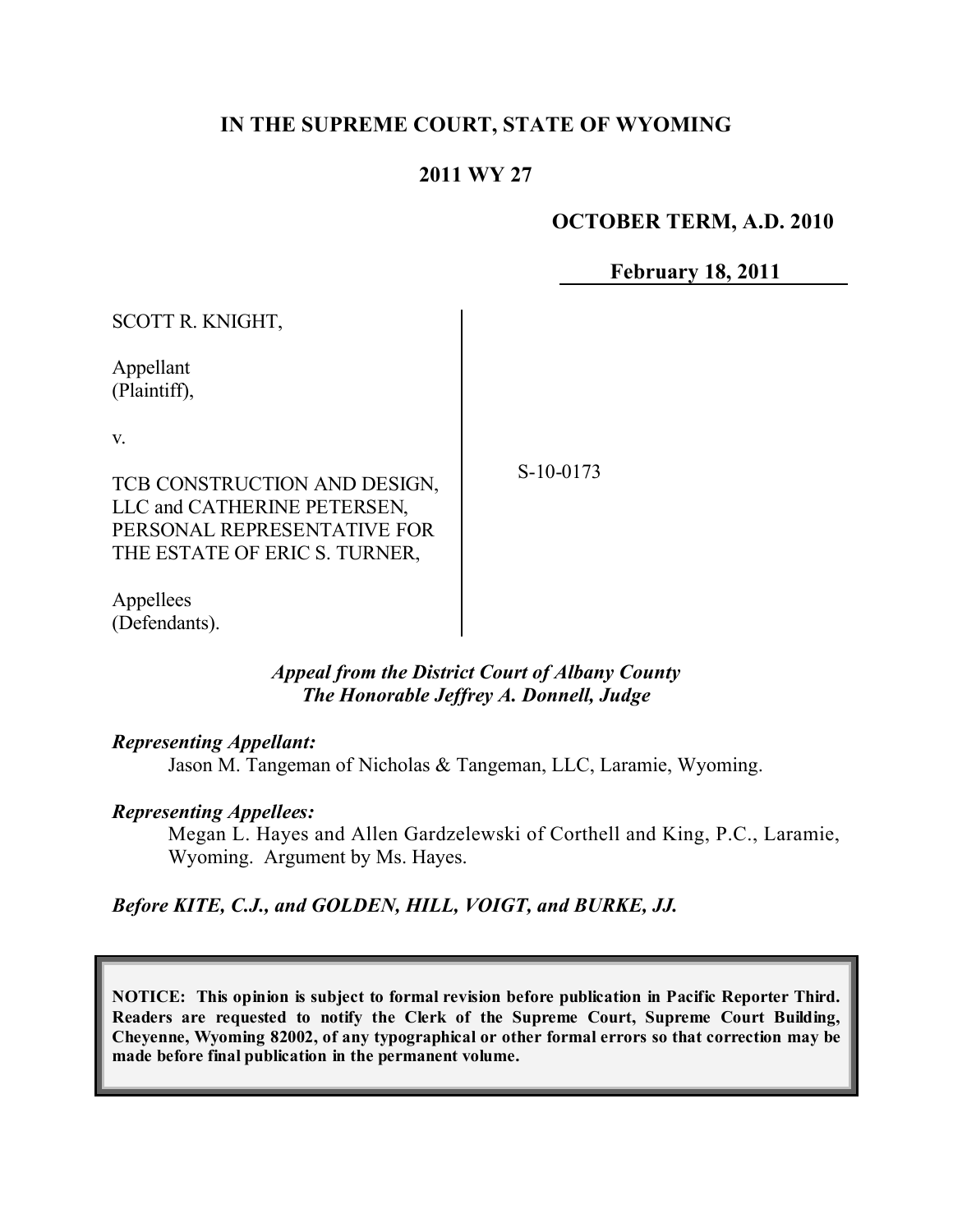**IN THE SUPREME COURT, STATE OF WYOMING**

**2011 WY 27**

**OCTOBER TERM, A.D. 2010**

**February 18, 2011**

SCOTT R. KNIGHT,

Appellant
(Plaintiff),

v.

TCB CONSTRUCTION AND DESIGN, LLC and CATHERINE PETERSEN, PERSONAL REPRESENTATIVE FOR THE ESTATE OF ERIC S. TURNER,

Appellees
(Defendants).

S-10-0173

*Appeal from the District Court of Albany County*
*The Honorable Jeffrey A. Donnell, Judge*

***Representing Appellant:***

Jason M. Tangeman of Nicholas & Tangeman, LLC, Laramie, Wyoming.

***Representing Appellees:***

Megan L. Hayes and Allen Gardzelewski of Corthell and King, P.C., Laramie, Wyoming. Argument by Ms. Hayes.

***Before KITE, C.J., and GOLDEN, HILL, VOIGT, and BURKE, JJ.***

**NOTICE: This opinion is subject to formal revision before publication in Pacific Reporter Third. Readers are requested to notify the Clerk of the Supreme Court, Supreme Court Building, Cheyenne, Wyoming 82002, of any typographical or other formal errors so that correction may be made before final publication in the permanent volume.**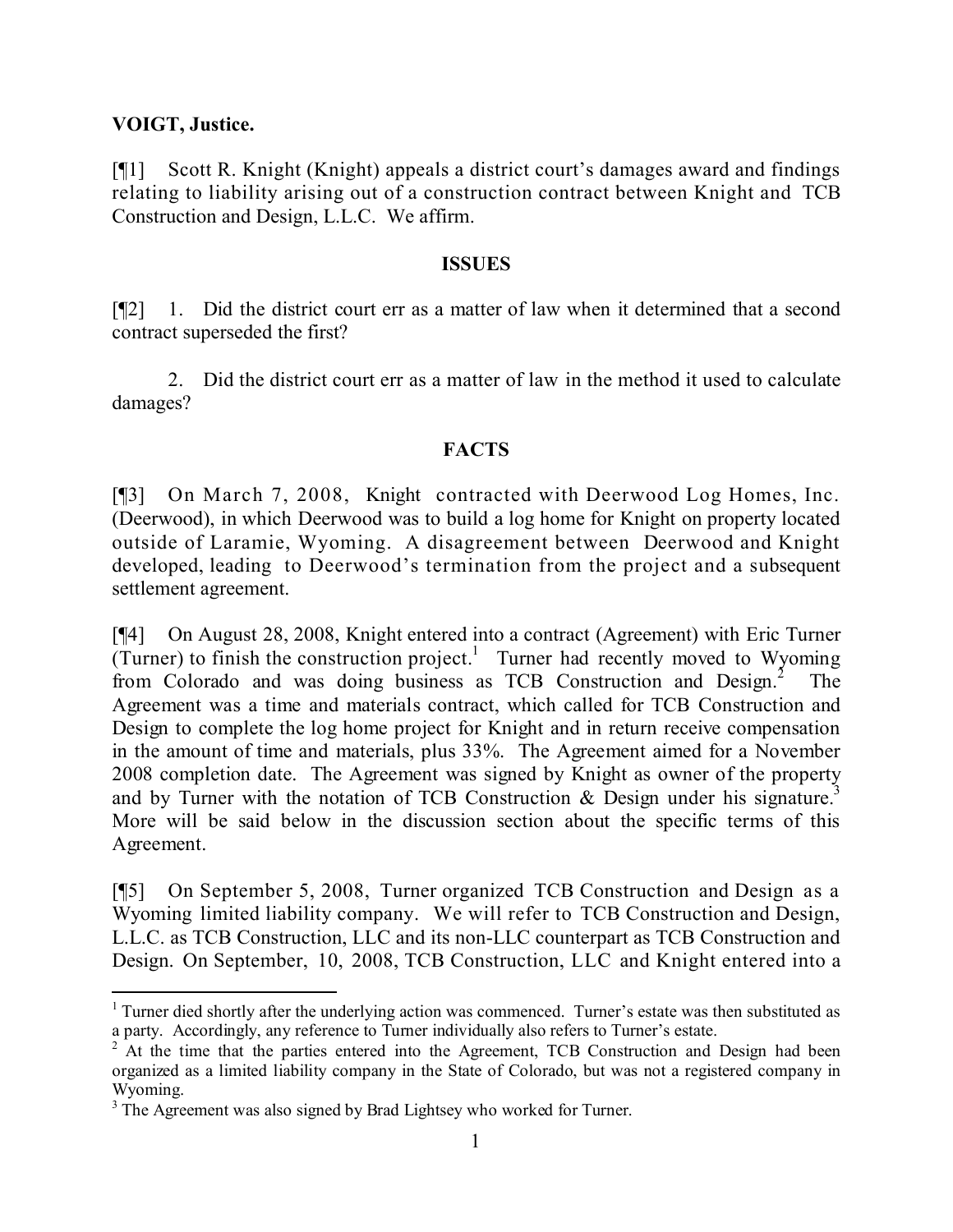**VOIGT, Justice.**

[¶1] Scott R. Knight (Knight) appeals a district court's damages award and findings relating to liability arising out of a construction contract between Knight and TCB Construction and Design, L.L.C. We affirm.

## ISSUES

[¶2] 1. Did the district court err as a matter of law when it determined that a second contract superseded the first?

2. Did the district court err as a matter of law in the method it used to calculate damages?

## FACTS

[¶3] On March 7, 2008, Knight contracted with Deerwood Log Homes, Inc. (Deerwood), in which Deerwood was to build a log home for Knight on property located outside of Laramie, Wyoming. A disagreement between Deerwood and Knight developed, leading to Deerwood's termination from the project and a subsequent settlement agreement.

[¶4] On August 28, 2008, Knight entered into a contract (Agreement) with Eric Turner (Turner) to finish the construction project.[1] Turner had recently moved to Wyoming from Colorado and was doing business as TCB Construction and Design.[2] The Agreement was a time and materials contract, which called for TCB Construction and Design to complete the log home project for Knight and in return receive compensation in the amount of time and materials, plus 33%. The Agreement aimed for a November 2008 completion date. The Agreement was signed by Knight as owner of the property and by Turner with the notation of TCB Construction & Design under his signature.[3] More will be said below in the discussion section about the specific terms of this Agreement.

[¶5] On September 5, 2008, Turner organized TCB Construction and Design as a Wyoming limited liability company. We will refer to TCB Construction and Design, L.L.C. as TCB Construction, LLC and its non-LLC counterpart as TCB Construction and Design. On September, 10, 2008, TCB Construction, LLC and Knight entered into a

---

[1] Turner died shortly after the underlying action was commenced. Turner's estate was then substituted as a party. Accordingly, any reference to Turner individually also refers to Turner's estate.

[2] At the time that the parties entered into the Agreement, TCB Construction and Design had been organized as a limited liability company in the State of Colorado, but was not a registered company in Wyoming.

[3] The Agreement was also signed by Brad Lightsey who worked for Turner.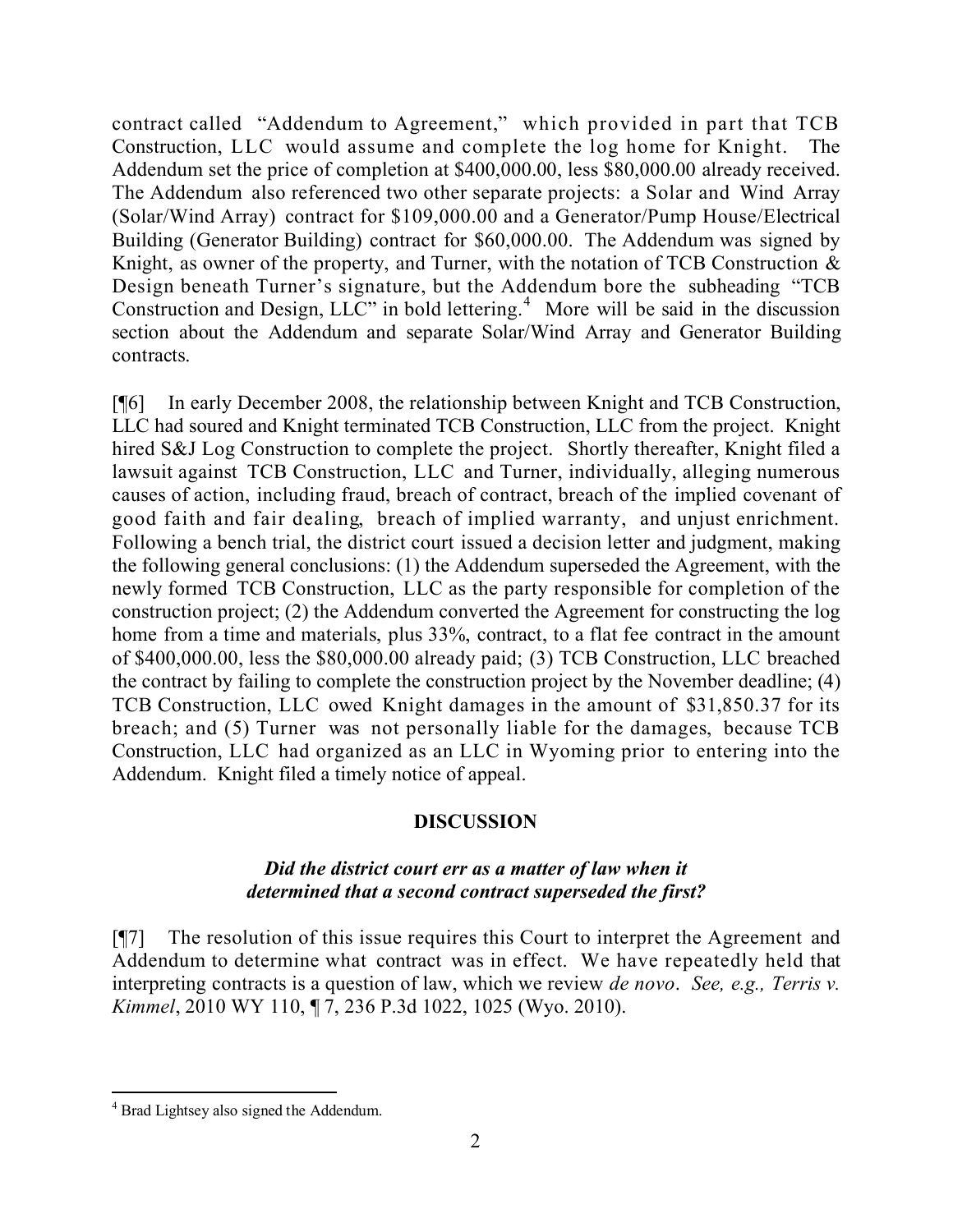contract called "Addendum to Agreement," which provided in part that TCB Construction, LLC would assume and complete the log home for Knight. The Addendum set the price of completion at $400,000.00, less $80,000.00 already received. The Addendum also referenced two other separate projects: a Solar and Wind Array (Solar/Wind Array) contract for $109,000.00 and a Generator/Pump House/Electrical Building (Generator Building) contract for $60,000.00. The Addendum was signed by Knight, as owner of the property, and Turner, with the notation of TCB Construction & Design beneath Turner's signature, but the Addendum bore the subheading "TCB Construction and Design, LLC" in bold lettering.[4] More will be said in the discussion section about the Addendum and separate Solar/Wind Array and Generator Building contracts.

[¶6] In early December 2008, the relationship between Knight and TCB Construction, LLC had soured and Knight terminated TCB Construction, LLC from the project. Knight hired S&J Log Construction to complete the project. Shortly thereafter, Knight filed a lawsuit against TCB Construction, LLC and Turner, individually, alleging numerous causes of action, including fraud, breach of contract, breach of the implied covenant of good faith and fair dealing, breach of implied warranty, and unjust enrichment. Following a bench trial, the district court issued a decision letter and judgment, making the following general conclusions: (1) the Addendum superseded the Agreement, with the newly formed TCB Construction, LLC as the party responsible for completion of the construction project; (2) the Addendum converted the Agreement for constructing the log home from a time and materials, plus 33%, contract, to a flat fee contract in the amount of $400,000.00, less the $80,000.00 already paid; (3) TCB Construction, LLC breached the contract by failing to complete the construction project by the November deadline; (4) TCB Construction, LLC owed Knight damages in the amount of $31,850.37 for its breach; and (5) Turner was not personally liable for the damages, because TCB Construction, LLC had organized as an LLC in Wyoming prior to entering into the Addendum. Knight filed a timely notice of appeal.

## DISCUSSION

### *Did the district court err as a matter of law when it determined that a second contract superseded the first?*

[¶7] The resolution of this issue requires this Court to interpret the Agreement and Addendum to determine what contract was in effect. We have repeatedly held that interpreting contracts is a question of law, which we review *de novo*. *See, e.g., Terris v. Kimmel*, 2010 WY 110, ¶ 7, 236 P.3d 1022, 1025 (Wyo. 2010).

---

[4] Brad Lightsey also signed the Addendum.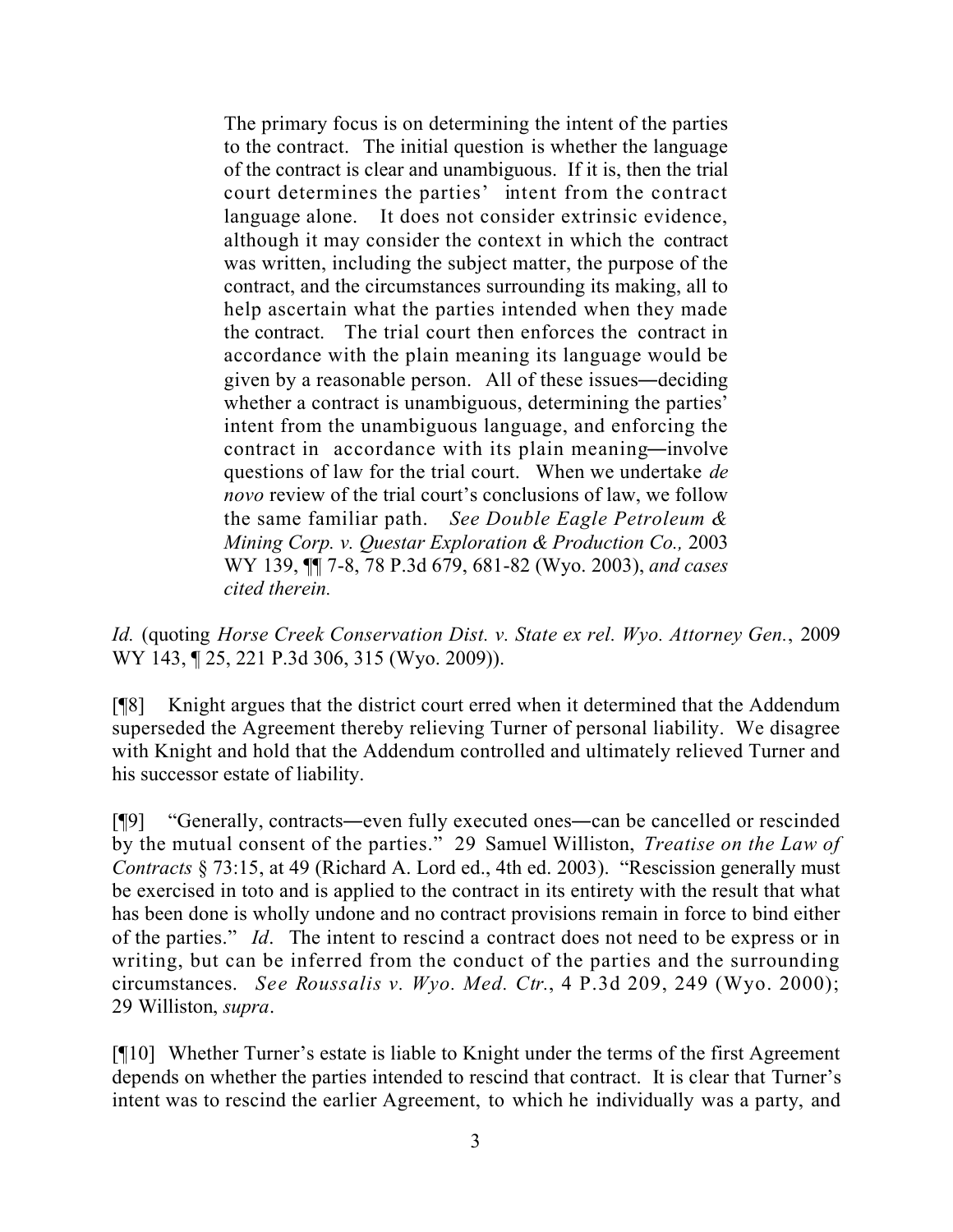> The primary focus is on determining the intent of the parties to the contract. The initial question is whether the language of the contract is clear and unambiguous. If it is, then the trial court determines the parties' intent from the contract language alone. It does not consider extrinsic evidence, although it may consider the context in which the contract was written, including the subject matter, the purpose of the contract, and the circumstances surrounding its making, all to help ascertain what the parties intended when they made the contract. The trial court then enforces the contract in accordance with the plain meaning its language would be given by a reasonable person. All of these issues—deciding whether a contract is unambiguous, determining the parties' intent from the unambiguous language, and enforcing the contract in accordance with its plain meaning—involve questions of law for the trial court. When we undertake *de novo* review of the trial court's conclusions of law, we follow the same familiar path. *See Double Eagle Petroleum & Mining Corp. v. Questar Exploration & Production Co.,* 2003 WY 139, ¶¶ 7-8, 78 P.3d 679, 681-82 (Wyo. 2003), *and cases cited therein.*

*Id.* (quoting *Horse Creek Conservation Dist. v. State ex rel. Wyo. Attorney Gen.*, 2009 WY 143, ¶ 25, 221 P.3d 306, 315 (Wyo. 2009)).

[¶8] Knight argues that the district court erred when it determined that the Addendum superseded the Agreement thereby relieving Turner of personal liability. We disagree with Knight and hold that the Addendum controlled and ultimately relieved Turner and his successor estate of liability.

[¶9] "Generally, contracts—even fully executed ones—can be cancelled or rescinded by the mutual consent of the parties." 29 Samuel Williston, *Treatise on the Law of Contracts* § 73:15, at 49 (Richard A. Lord ed., 4th ed. 2003). "Rescission generally must be exercised in toto and is applied to the contract in its entirety with the result that what has been done is wholly undone and no contract provisions remain in force to bind either of the parties." *Id*. The intent to rescind a contract does not need to be express or in writing, but can be inferred from the conduct of the parties and the surrounding circumstances. *See Roussalis v. Wyo. Med. Ctr.*, 4 P.3d 209, 249 (Wyo. 2000); 29 Williston, *supra*.

[¶10] Whether Turner's estate is liable to Knight under the terms of the first Agreement depends on whether the parties intended to rescind that contract. It is clear that Turner's intent was to rescind the earlier Agreement, to which he individually was a party, and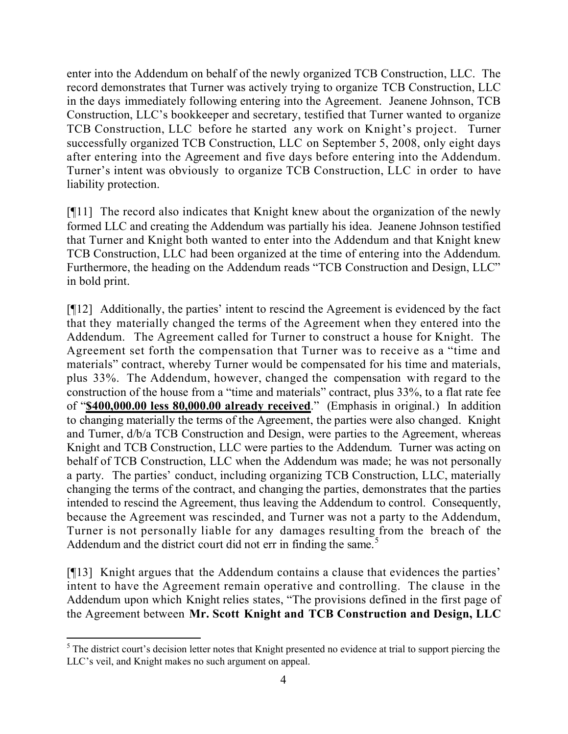enter into the Addendum on behalf of the newly organized TCB Construction, LLC. The record demonstrates that Turner was actively trying to organize TCB Construction, LLC in the days immediately following entering into the Agreement. Jeanene Johnson, TCB Construction, LLC's bookkeeper and secretary, testified that Turner wanted to organize TCB Construction, LLC before he started any work on Knight's project. Turner successfully organized TCB Construction, LLC on September 5, 2008, only eight days after entering into the Agreement and five days before entering into the Addendum. Turner's intent was obviously to organize TCB Construction, LLC in order to have liability protection.

[¶11] The record also indicates that Knight knew about the organization of the newly formed LLC and creating the Addendum was partially his idea. Jeanene Johnson testified that Turner and Knight both wanted to enter into the Addendum and that Knight knew TCB Construction, LLC had been organized at the time of entering into the Addendum. Furthermore, the heading on the Addendum reads "TCB Construction and Design, LLC" in bold print.

[¶12] Additionally, the parties' intent to rescind the Agreement is evidenced by the fact that they materially changed the terms of the Agreement when they entered into the Addendum. The Agreement called for Turner to construct a house for Knight. The Agreement set forth the compensation that Turner was to receive as a "time and materials" contract, whereby Turner would be compensated for his time and materials, plus 33%. The Addendum, however, changed the compensation with regard to the construction of the house from a "time and materials" contract, plus 33%, to a flat rate fee of "**<u>$400,000.00 less 80,000.00 already received</u>**." (Emphasis in original.) In addition to changing materially the terms of the Agreement, the parties were also changed. Knight and Turner, d/b/a TCB Construction and Design, were parties to the Agreement, whereas Knight and TCB Construction, LLC were parties to the Addendum. Turner was acting on behalf of TCB Construction, LLC when the Addendum was made; he was not personally a party. The parties' conduct, including organizing TCB Construction, LLC, materially changing the terms of the contract, and changing the parties, demonstrates that the parties intended to rescind the Agreement, thus leaving the Addendum to control. Consequently, because the Agreement was rescinded, and Turner was not a party to the Addendum, Turner is not personally liable for any damages resulting from the breach of the Addendum and the district court did not err in finding the same.[5]

[¶13] Knight argues that the Addendum contains a clause that evidences the parties' intent to have the Agreement remain operative and controlling. The clause in the Addendum upon which Knight relies states, "The provisions defined in the first page of the Agreement between **Mr. Scott Knight and TCB Construction and Design, LLC**

---

[5] The district court's decision letter notes that Knight presented no evidence at trial to support piercing the LLC's veil, and Knight makes no such argument on appeal.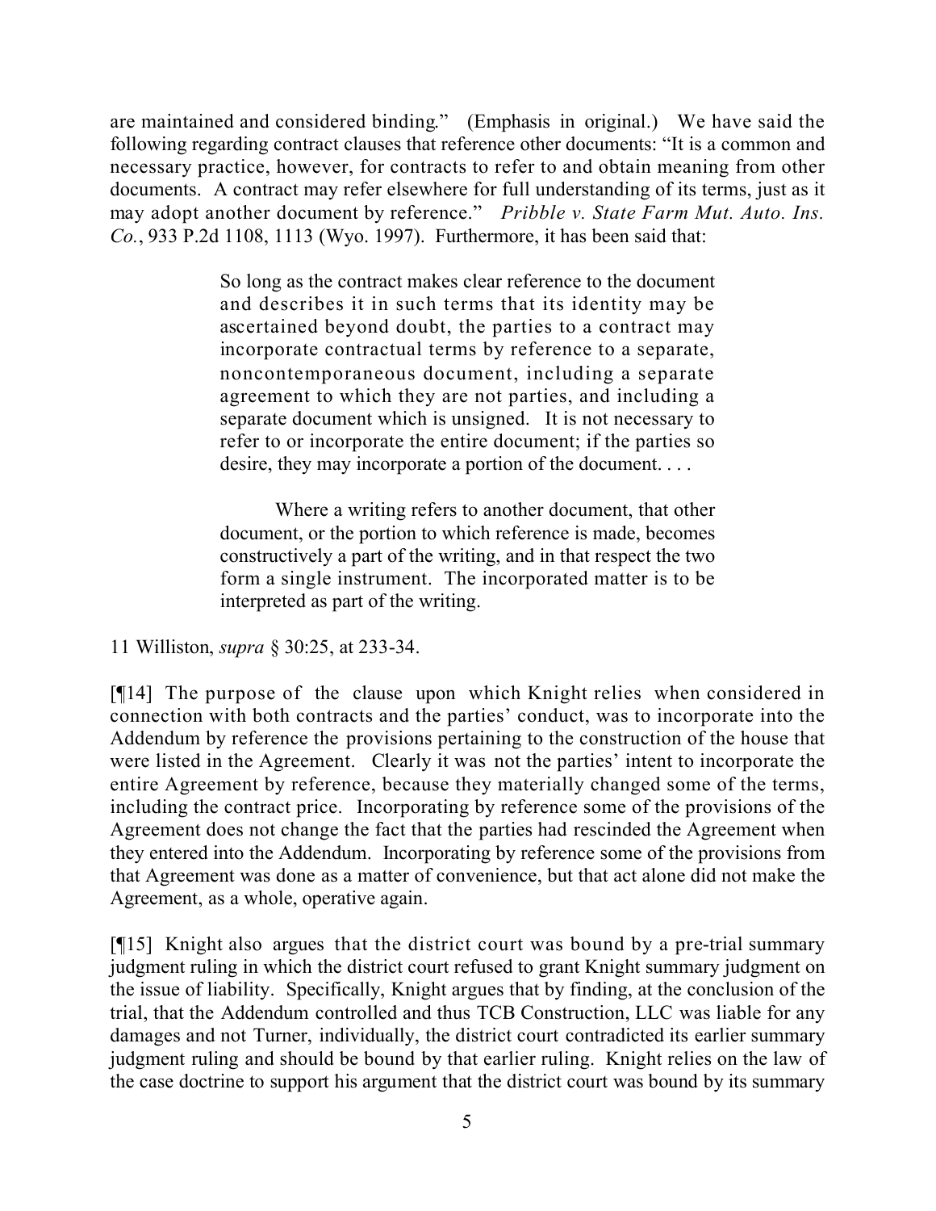are maintained and considered binding." (Emphasis in original.) We have said the following regarding contract clauses that reference other documents: "It is a common and necessary practice, however, for contracts to refer to and obtain meaning from other documents. A contract may refer elsewhere for full understanding of its terms, just as it may adopt another document by reference." *Pribble v. State Farm Mut. Auto. Ins. Co.*, 933 P.2d 1108, 1113 (Wyo. 1997). Furthermore, it has been said that:

> So long as the contract makes clear reference to the document and describes it in such terms that its identity may be ascertained beyond doubt, the parties to a contract may incorporate contractual terms by reference to a separate, noncontemporaneous document, including a separate agreement to which they are not parties, and including a separate document which is unsigned. It is not necessary to refer to or incorporate the entire document; if the parties so desire, they may incorporate a portion of the document. . . .
>
> Where a writing refers to another document, that other document, or the portion to which reference is made, becomes constructively a part of the writing, and in that respect the two form a single instrument. The incorporated matter is to be interpreted as part of the writing.

11 Williston, *supra* § 30:25, at 233-34.

[¶14] The purpose of the clause upon which Knight relies when considered in connection with both contracts and the parties' conduct, was to incorporate into the Addendum by reference the provisions pertaining to the construction of the house that were listed in the Agreement. Clearly it was not the parties' intent to incorporate the entire Agreement by reference, because they materially changed some of the terms, including the contract price. Incorporating by reference some of the provisions of the Agreement does not change the fact that the parties had rescinded the Agreement when they entered into the Addendum. Incorporating by reference some of the provisions from that Agreement was done as a matter of convenience, but that act alone did not make the Agreement, as a whole, operative again.

[¶15] Knight also argues that the district court was bound by a pre-trial summary judgment ruling in which the district court refused to grant Knight summary judgment on the issue of liability. Specifically, Knight argues that by finding, at the conclusion of the trial, that the Addendum controlled and thus TCB Construction, LLC was liable for any damages and not Turner, individually, the district court contradicted its earlier summary judgment ruling and should be bound by that earlier ruling. Knight relies on the law of the case doctrine to support his argument that the district court was bound by its summary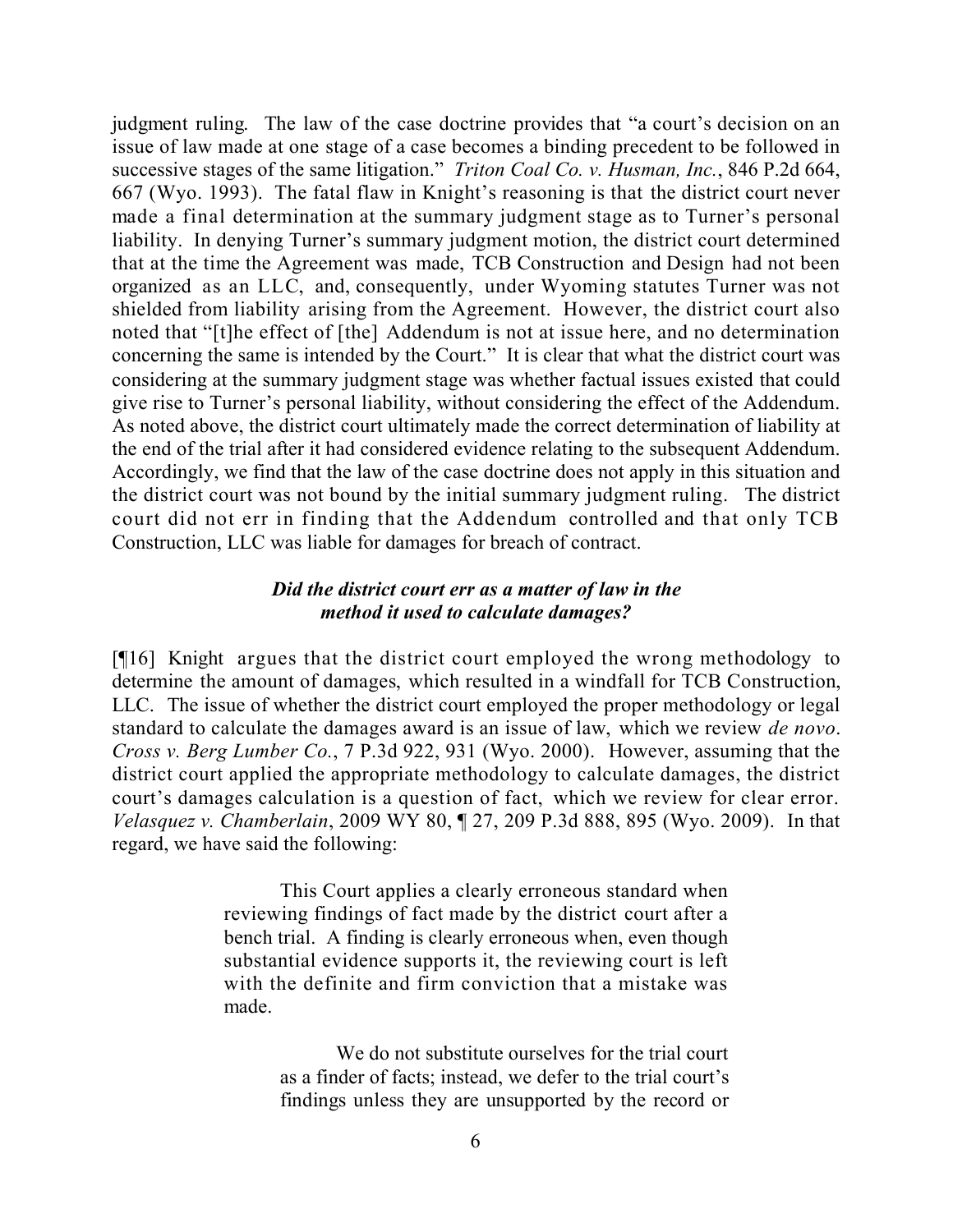judgment ruling. The law of the case doctrine provides that "a court's decision on an issue of law made at one stage of a case becomes a binding precedent to be followed in successive stages of the same litigation." *Triton Coal Co. v. Husman, Inc.*, 846 P.2d 664, 667 (Wyo. 1993). The fatal flaw in Knight's reasoning is that the district court never made a final determination at the summary judgment stage as to Turner's personal liability. In denying Turner's summary judgment motion, the district court determined that at the time the Agreement was made, TCB Construction and Design had not been organized as an LLC, and, consequently, under Wyoming statutes Turner was not shielded from liability arising from the Agreement. However, the district court also noted that "[t]he effect of [the] Addendum is not at issue here, and no determination concerning the same is intended by the Court." It is clear that what the district court was considering at the summary judgment stage was whether factual issues existed that could give rise to Turner's personal liability, without considering the effect of the Addendum. As noted above, the district court ultimately made the correct determination of liability at the end of the trial after it had considered evidence relating to the subsequent Addendum. Accordingly, we find that the law of the case doctrine does not apply in this situation and the district court was not bound by the initial summary judgment ruling. The district court did not err in finding that the Addendum controlled and that only TCB Construction, LLC was liable for damages for breach of contract.

### *Did the district court err as a matter of law in the method it used to calculate damages?*

[¶16] Knight argues that the district court employed the wrong methodology to determine the amount of damages, which resulted in a windfall for TCB Construction, LLC. The issue of whether the district court employed the proper methodology or legal standard to calculate the damages award is an issue of law, which we review *de novo*. *Cross v. Berg Lumber Co.*, 7 P.3d 922, 931 (Wyo. 2000). However, assuming that the district court applied the appropriate methodology to calculate damages, the district court's damages calculation is a question of fact, which we review for clear error. *Velasquez v. Chamberlain*, 2009 WY 80, ¶ 27, 209 P.3d 888, 895 (Wyo. 2009). In that regard, we have said the following:

> This Court applies a clearly erroneous standard when reviewing findings of fact made by the district court after a bench trial. A finding is clearly erroneous when, even though substantial evidence supports it, the reviewing court is left with the definite and firm conviction that a mistake was made.
>
> > We do not substitute ourselves for the trial court as a finder of facts; instead, we defer to the trial court's findings unless they are unsupported by the record or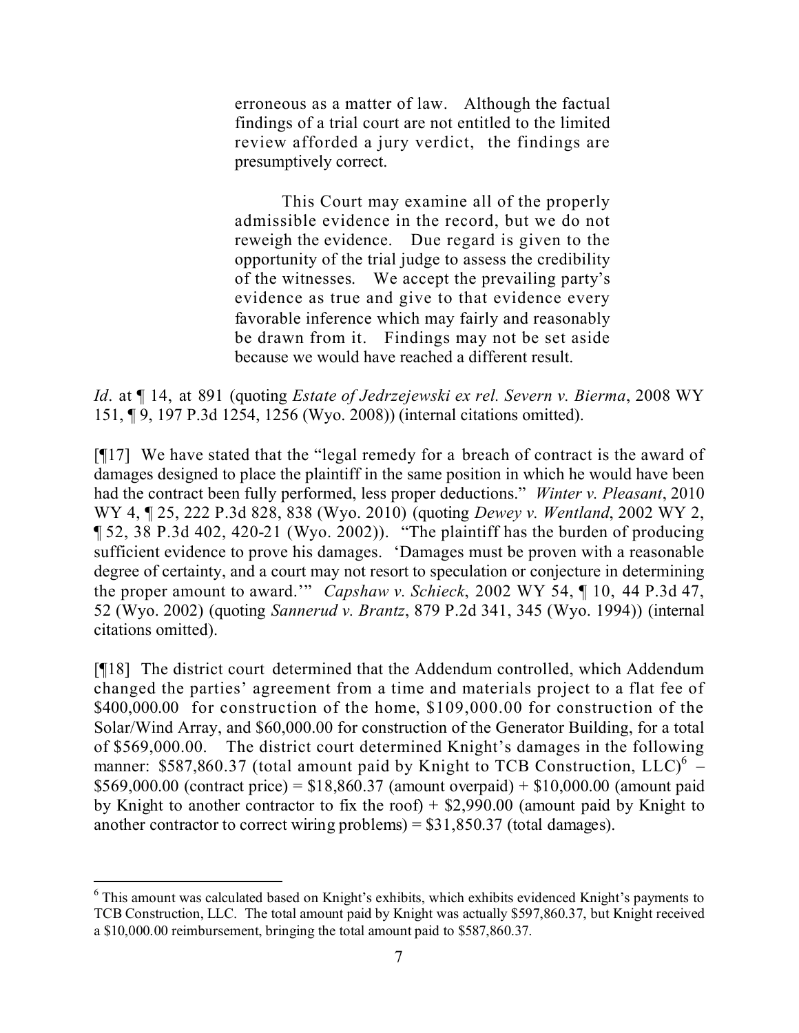> erroneous as a matter of law. Although the factual findings of a trial court are not entitled to the limited review afforded a jury verdict, the findings are presumptively correct.
>
> This Court may examine all of the properly admissible evidence in the record, but we do not reweigh the evidence. Due regard is given to the opportunity of the trial judge to assess the credibility of the witnesses. We accept the prevailing party's evidence as true and give to that evidence every favorable inference which may fairly and reasonably be drawn from it. Findings may not be set aside because we would have reached a different result.

*Id*. at ¶ 14, at 891 (quoting *Estate of Jedrzejewski ex rel. Severn v. Bierma*, 2008 WY 151, ¶ 9, 197 P.3d 1254, 1256 (Wyo. 2008)) (internal citations omitted).

[¶17] We have stated that the "legal remedy for a breach of contract is the award of damages designed to place the plaintiff in the same position in which he would have been had the contract been fully performed, less proper deductions." *Winter v. Pleasant*, 2010 WY 4, ¶ 25, 222 P.3d 828, 838 (Wyo. 2010) (quoting *Dewey v. Wentland*, 2002 WY 2, ¶ 52, 38 P.3d 402, 420-21 (Wyo. 2002)). "The plaintiff has the burden of producing sufficient evidence to prove his damages. 'Damages must be proven with a reasonable degree of certainty, and a court may not resort to speculation or conjecture in determining the proper amount to award.'" *Capshaw v. Schieck*, 2002 WY 54, ¶ 10, 44 P.3d 47, 52 (Wyo. 2002) (quoting *Sannerud v. Brantz*, 879 P.2d 341, 345 (Wyo. 1994)) (internal citations omitted).

[¶18] The district court determined that the Addendum controlled, which Addendum changed the parties' agreement from a time and materials project to a flat fee of $400,000.00 for construction of the home, $109,000.00 for construction of the Solar/Wind Array, and $60,000.00 for construction of the Generator Building, for a total of $569,000.00. The district court determined Knight's damages in the following manner: $587,860.37 (total amount paid by Knight to TCB Construction, LLC)[6] – $569,000.00 (contract price) = $18,860.37 (amount overpaid) + $10,000.00 (amount paid by Knight to another contractor to fix the roof) + $2,990.00 (amount paid by Knight to another contractor to correct wiring problems) = $31,850.37 (total damages).

---

[6] This amount was calculated based on Knight's exhibits, which exhibits evidenced Knight's payments to TCB Construction, LLC. The total amount paid by Knight was actually $597,860.37, but Knight received a $10,000.00 reimbursement, bringing the total amount paid to $587,860.37.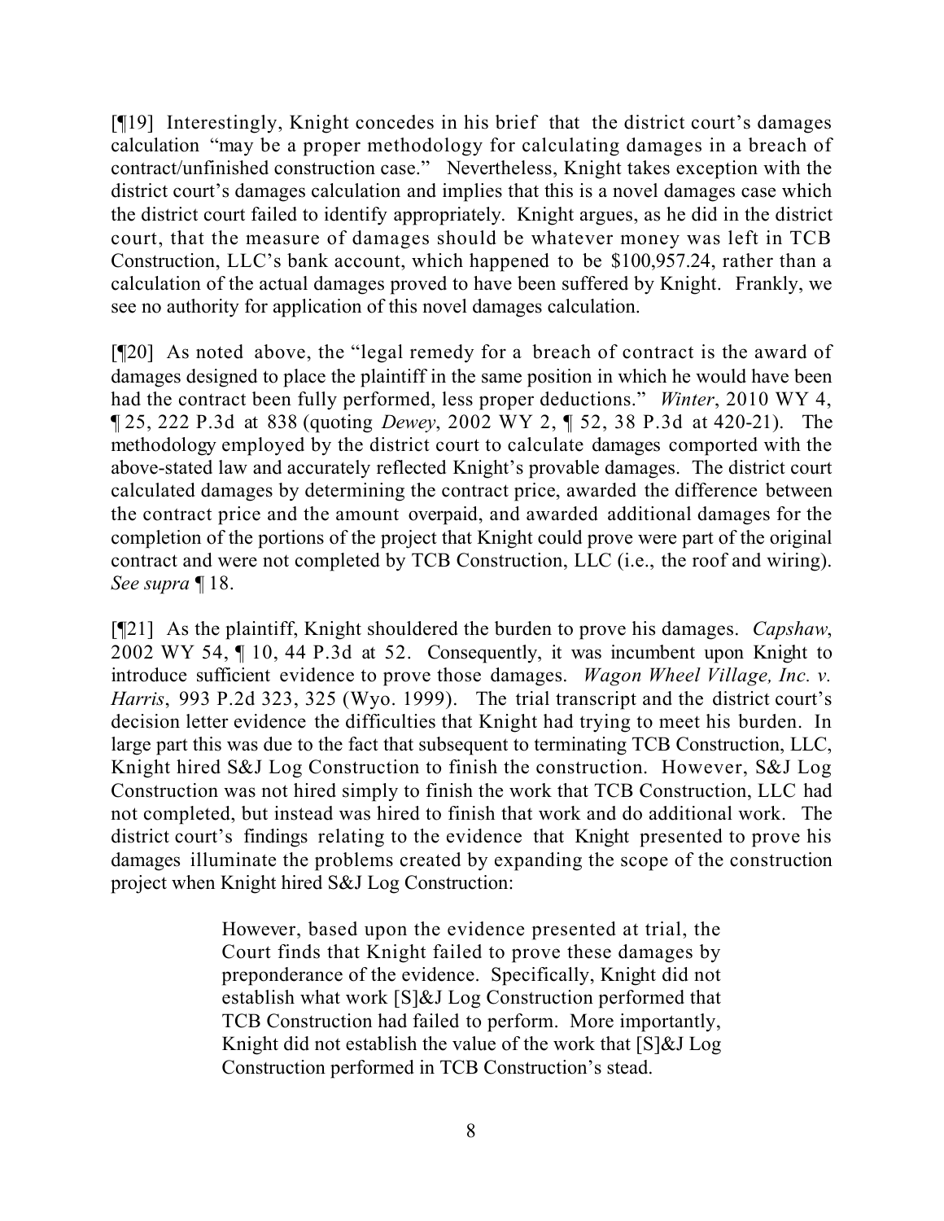[¶19] Interestingly, Knight concedes in his brief that the district court's damages calculation "may be a proper methodology for calculating damages in a breach of contract/unfinished construction case." Nevertheless, Knight takes exception with the district court's damages calculation and implies that this is a novel damages case which the district court failed to identify appropriately. Knight argues, as he did in the district court, that the measure of damages should be whatever money was left in TCB Construction, LLC's bank account, which happened to be $100,957.24, rather than a calculation of the actual damages proved to have been suffered by Knight. Frankly, we see no authority for application of this novel damages calculation.

[¶20] As noted above, the "legal remedy for a breach of contract is the award of damages designed to place the plaintiff in the same position in which he would have been had the contract been fully performed, less proper deductions." *Winter*, 2010 WY 4, ¶ 25, 222 P.3d at 838 (quoting *Dewey*, 2002 WY 2, ¶ 52, 38 P.3d at 420-21). The methodology employed by the district court to calculate damages comported with the above-stated law and accurately reflected Knight's provable damages. The district court calculated damages by determining the contract price, awarded the difference between the contract price and the amount overpaid, and awarded additional damages for the completion of the portions of the project that Knight could prove were part of the original contract and were not completed by TCB Construction, LLC (i.e., the roof and wiring). *See supra* ¶ 18.

[¶21] As the plaintiff, Knight shouldered the burden to prove his damages. *Capshaw*, 2002 WY 54, ¶ 10, 44 P.3d at 52. Consequently, it was incumbent upon Knight to introduce sufficient evidence to prove those damages. *Wagon Wheel Village, Inc. v. Harris*, 993 P.2d 323, 325 (Wyo. 1999). The trial transcript and the district court's decision letter evidence the difficulties that Knight had trying to meet his burden. In large part this was due to the fact that subsequent to terminating TCB Construction, LLC, Knight hired S&J Log Construction to finish the construction. However, S&J Log Construction was not hired simply to finish the work that TCB Construction, LLC had not completed, but instead was hired to finish that work and do additional work. The district court's findings relating to the evidence that Knight presented to prove his damages illuminate the problems created by expanding the scope of the construction project when Knight hired S&J Log Construction:

> However, based upon the evidence presented at trial, the Court finds that Knight failed to prove these damages by preponderance of the evidence. Specifically, Knight did not establish what work [S]&J Log Construction performed that TCB Construction had failed to perform. More importantly, Knight did not establish the value of the work that [S]&J Log Construction performed in TCB Construction's stead.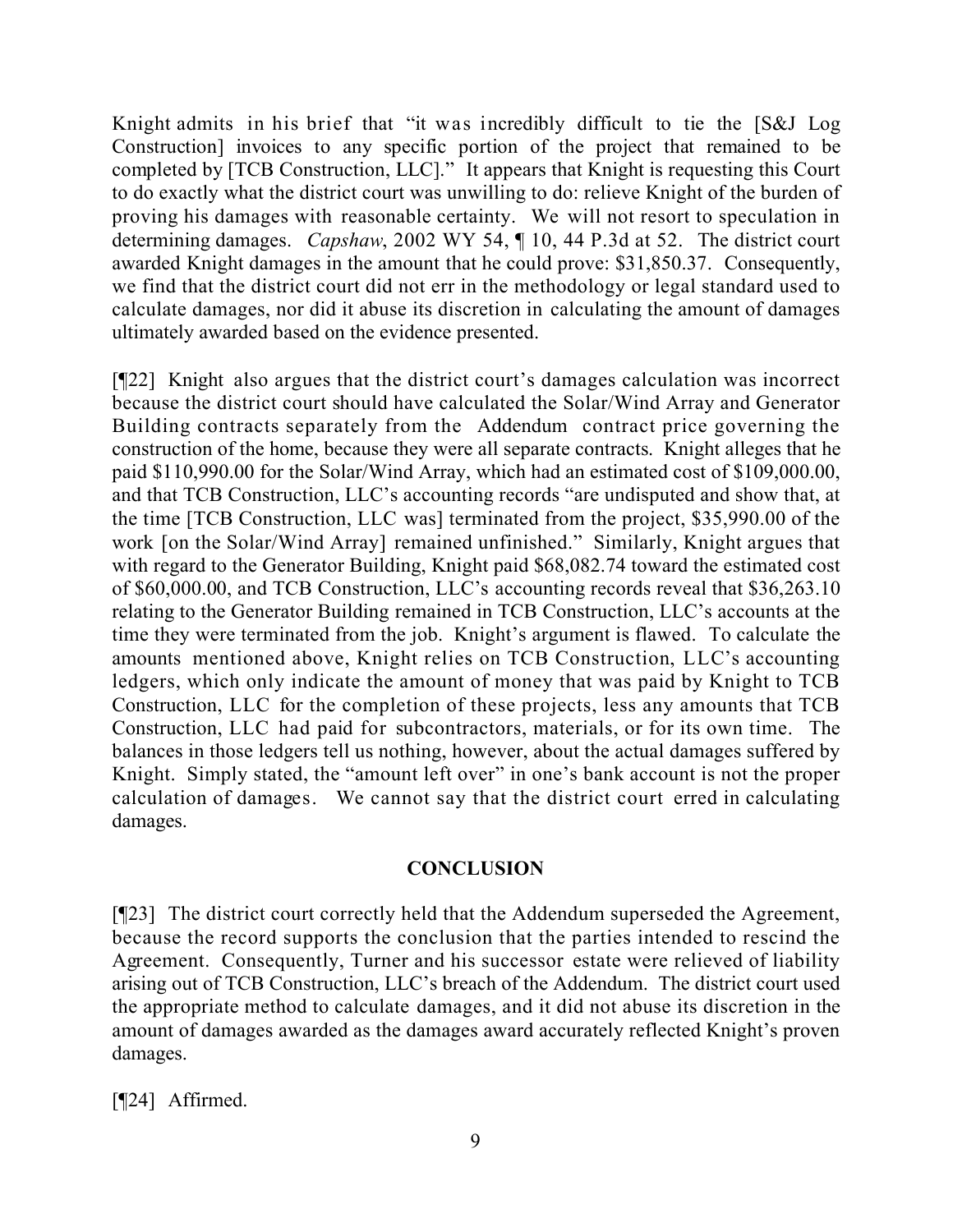Knight admits in his brief that "it was incredibly difficult to tie the [S&J Log Construction] invoices to any specific portion of the project that remained to be completed by [TCB Construction, LLC]." It appears that Knight is requesting this Court to do exactly what the district court was unwilling to do: relieve Knight of the burden of proving his damages with reasonable certainty. We will not resort to speculation in determining damages. *Capshaw*, 2002 WY 54, ¶ 10, 44 P.3d at 52. The district court awarded Knight damages in the amount that he could prove: $31,850.37. Consequently, we find that the district court did not err in the methodology or legal standard used to calculate damages, nor did it abuse its discretion in calculating the amount of damages ultimately awarded based on the evidence presented.

[¶22] Knight also argues that the district court's damages calculation was incorrect because the district court should have calculated the Solar/Wind Array and Generator Building contracts separately from the Addendum contract price governing the construction of the home, because they were all separate contracts. Knight alleges that he paid $110,990.00 for the Solar/Wind Array, which had an estimated cost of $109,000.00, and that TCB Construction, LLC's accounting records "are undisputed and show that, at the time [TCB Construction, LLC was] terminated from the project, $35,990.00 of the work [on the Solar/Wind Array] remained unfinished." Similarly, Knight argues that with regard to the Generator Building, Knight paid $68,082.74 toward the estimated cost of $60,000.00, and TCB Construction, LLC's accounting records reveal that $36,263.10 relating to the Generator Building remained in TCB Construction, LLC's accounts at the time they were terminated from the job. Knight's argument is flawed. To calculate the amounts mentioned above, Knight relies on TCB Construction, LLC's accounting ledgers, which only indicate the amount of money that was paid by Knight to TCB Construction, LLC for the completion of these projects, less any amounts that TCB Construction, LLC had paid for subcontractors, materials, or for its own time. The balances in those ledgers tell us nothing, however, about the actual damages suffered by Knight. Simply stated, the "amount left over" in one's bank account is not the proper calculation of damages. We cannot say that the district court erred in calculating damages.

## CONCLUSION

[¶23] The district court correctly held that the Addendum superseded the Agreement, because the record supports the conclusion that the parties intended to rescind the Agreement. Consequently, Turner and his successor estate were relieved of liability arising out of TCB Construction, LLC's breach of the Addendum. The district court used the appropriate method to calculate damages, and it did not abuse its discretion in the amount of damages awarded as the damages award accurately reflected Knight's proven damages.

[¶24] Affirmed.